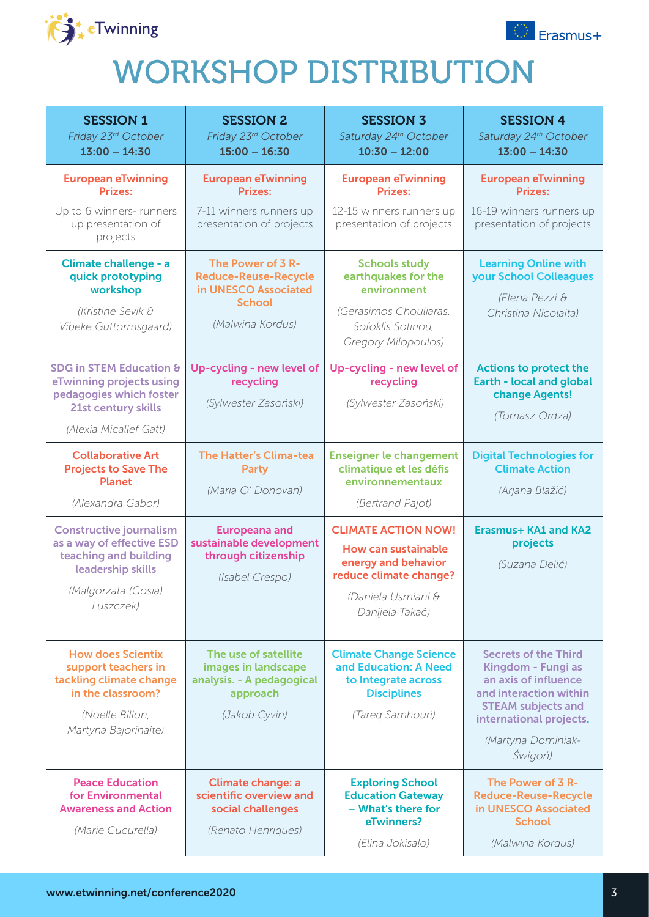# WORKSHOP DISTRIBUTION

| **SESSION 1**<br>*Friday 23rd October*<br>**13:00 – 14:30** | **SESSION 2**<br>*Friday 23rd October*<br>**15:00 – 16:30** | **SESSION 3**<br>*Saturday 24th October*<br>**10:30 – 12:00** | **SESSION 4**<br>*Saturday 24th October*<br>**13:00 – 14:30** |
|---|---|---|---|
| **European eTwinning Prizes:**<br>Up to 6 winners- runners up presentation of projects | **European eTwinning Prizes:**<br>7-11 winners runners up presentation of projects | **European eTwinning Prizes:**<br>12-15 winners runners up presentation of projects | **European eTwinning Prizes:**<br>16-19 winners runners up presentation of projects |
| **Climate challenge - a quick prototyping workshop**<br>*(Kristine Sevik & Vibeke Guttormsgaard)* | **The Power of 3 R-Reduce-Reuse-Recycle in UNESCO Associated School**<br>*(Malwina Kordus)* | **Schools study earthquakes for the environment**<br>*(Gerasimos Chouliaras, Sofoklis Sotiriou, Gregory Milopoulos)* | **Learning Online with your School Colleagues**<br>*(Elena Pezzi & Christina Nicolaita)* |
| **SDG in STEM Education & eTwinning projects using pedagogies which foster 21st century skills**<br>*(Alexia Micallef Gatt)* | **Up-cycling - new level of recycling**<br>*(Sylwester Zasoński)* | **Up-cycling - new level of recycling**<br>*(Sylwester Zasoński)* | **Actions to protect the Earth - local and global change Agents!**<br>*(Tomasz Ordza)* |
| **Collaborative Art Projects to Save The Planet**<br>*(Alexandra Gabor)* | **The Hatter's Clima-tea Party**<br>*(Maria O' Donovan)* | **Enseigner le changement climatique et les défis environnementaux**<br>*(Bertrand Pajot)* | **Digital Technologies for Climate Action**<br>*(Arjana Blažić)* |
| **Constructive journalism as a way of effective ESD teaching and building leadership skills**<br>*(Malgorzata (Gosia) Luszczek)* | **Europeana and sustainable development through citizenship**<br>*(Isabel Crespo)* | **CLIMATE ACTION NOW!**<br>**How can sustainable energy and behavior reduce climate change?**<br>*(Daniela Usmiani & Danijela Takač)* | **Erasmus+ KA1 and KA2 projects**<br>*(Suzana Delić)* |
| **How does Scientix support teachers in tackling climate change in the classroom?**<br>*(Noelle Billon, Martyna Bajorinaite)* | **The use of satellite images in landscape analysis. - A pedagogical approach**<br>*(Jakob Cyvin)* | **Climate Change Science and Education: A Need to Integrate across Disciplines**<br>*(Tareq Samhouri)* | **Secrets of the Third Kingdom - Fungi as an axis of influence and interaction within STEAM subjects and international projects.**<br>*(Martyna Dominiak-Świgoń)* |
| **Peace Education for Environmental Awareness and Action**<br>*(Marie Cucurella)* | **Climate change: a scientific overview and social challenges**<br>*(Renato Henriques)* | **Exploring School Education Gateway – What's there for eTwinners?**<br>*(Elina Jokisalo)* | **The Power of 3 R-Reduce-Reuse-Recycle in UNESCO Associated School**<br>*(Malwina Kordus)* |

www.etwinning.net/conference2020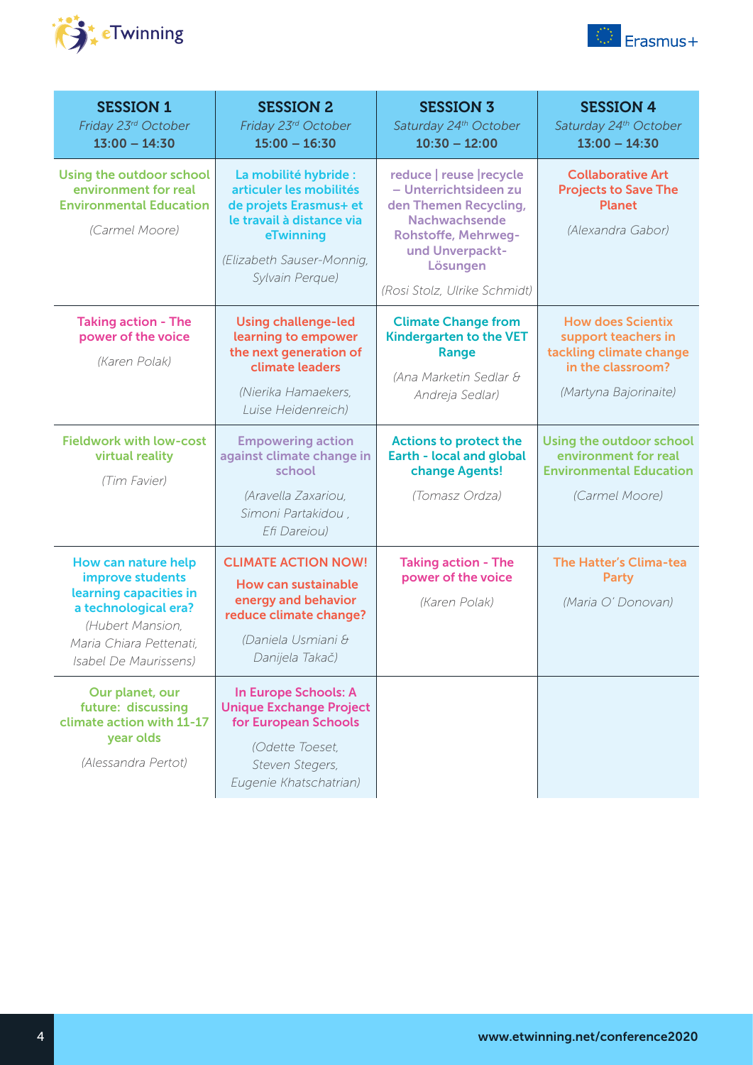| SESSION 1<br>*Friday 23rd October*<br>13:00 – 14:30 | SESSION 2<br>*Friday 23rd October*<br>15:00 – 16:30 | SESSION 3<br>*Saturday 24th October*<br>10:30 – 12:00 | SESSION 4<br>*Saturday 24th October*<br>13:00 – 14:30 |
|---|---|---|---|
| **Using the outdoor school environment for real Environmental Education**<br>*(Carmel Moore)* | **La mobilité hybride : articuler les mobilités de projets Erasmus+ et le travail à distance via eTwinning**<br>*(Elizabeth Sauser-Monnig, Sylvain Perque)* | **reduce \| reuse \|recycle – Unterrichtsideen zu den Themen Recycling, Nachwachsende Rohstoffe, Mehrweg- und Unverpackt-Lösungen**<br>*(Rosi Stolz, Ulrike Schmidt)* | **Collaborative Art Projects to Save The Planet**<br>*(Alexandra Gabor)* |
| **Taking action - The power of the voice**<br>*(Karen Polak)* | **Using challenge-led learning to empower the next generation of climate leaders**<br>*(Nierika Hamaekers, Luise Heidenreich)* | **Climate Change from Kindergarten to the VET Range**<br>*(Ana Marketin Sedlar & Andreja Sedlar)* | **How does Scientix support teachers in tackling climate change in the classroom?**<br>*(Martyna Bajorinaite)* |
| **Fieldwork with low-cost virtual reality**<br>*(Tim Favier)* | **Empowering action against climate change in school**<br>*(Aravella Zaxariou, Simoni Partakidou , Efi Dareiou)* | **Actions to protect the Earth - local and global change Agents!**<br>*(Tomasz Ordza)* | **Using the outdoor school environment for real Environmental Education**<br>*(Carmel Moore)* |
| **How can nature help improve students learning capacities in a technological era?**<br>*(Hubert Mansion, Maria Chiara Pettenati, Isabel De Maurissens)* | **CLIMATE ACTION NOW! How can sustainable energy and behavior reduce climate change?**<br>*(Daniela Usmiani & Danijela Takač)* | **Taking action - The power of the voice**<br>*(Karen Polak)* | **The Hatter's Clima-tea Party**<br>*(Maria O' Donovan)* |
| **Our planet, our future: discussing climate action with 11-17 year olds**<br>*(Alessandra Pertot)* | **In Europe Schools: A Unique Exchange Project for European Schools**<br>*(Odette Toeset, Steven Stegers, Eugenie Khatschatrian)* | | |

www.etwinning.net/conference2020